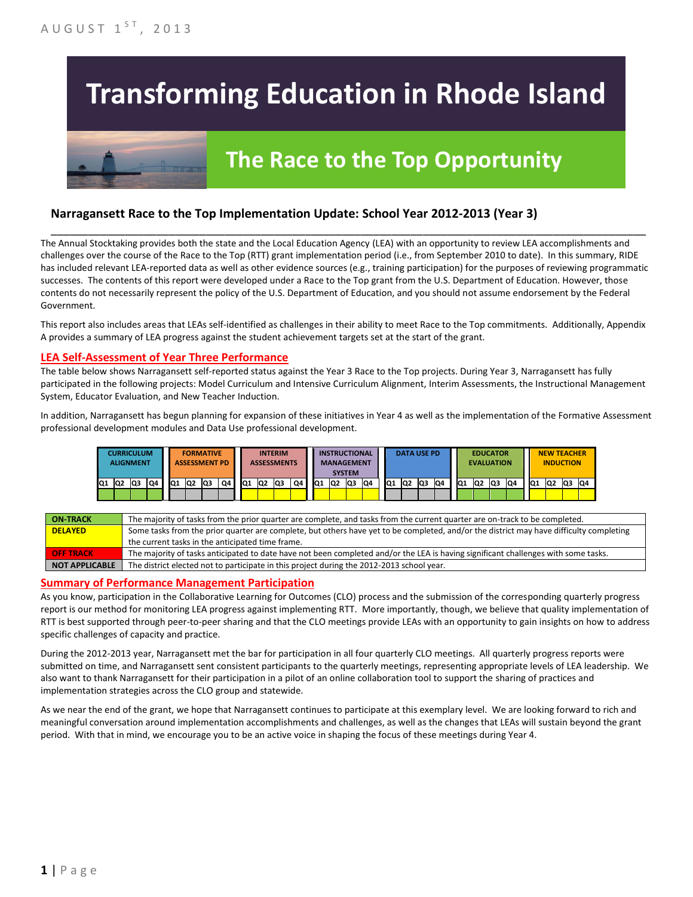AUGUST 1ST, 2013

# Transforming Education in Rhode Island

## The Race to the Top Opportunity

### Narragansett Race to the Top Implementation Update: School Year 2012-2013 (Year 3)

The Annual Stocktaking provides both the state and the Local Education Agency (LEA) with an opportunity to review LEA accomplishments and challenges over the course of the Race to the Top (RTT) grant implementation period (i.e., from September 2010 to date). In this summary, RIDE has included relevant LEA-reported data as well as other evidence sources (e.g., training participation) for the purposes of reviewing programmatic successes. The contents of this report were developed under a Race to the Top grant from the U.S. Department of Education. However, those contents do not necessarily represent the policy of the U.S. Department of Education, and you should not assume endorsement by the Federal Government.

This report also includes areas that LEAs self-identified as challenges in their ability to meet Race to the Top commitments. Additionally, Appendix A provides a summary of LEA progress against the student achievement targets set at the start of the grant.

## LEA Self-Assessment of Year Three Performance

The table below shows Narragansett self-reported status against the Year 3 Race to the Top projects. During Year 3, Narragansett has fully participated in the following projects: Model Curriculum and Intensive Curriculum Alignment, Interim Assessments, the Instructional Management System, Educator Evaluation, and New Teacher Induction.

In addition, Narragansett has begun planning for expansion of these initiatives in Year 4 as well as the implementation of the Formative Assessment professional development modules and Data Use professional development.

| Project | Q1 | Q2 | Q3 | Q4 |
|---|---|---|---|---|
| CURRICULUM ALIGNMENT | On-Track | On-Track | On-Track | On-Track |
| FORMATIVE ASSESSMENT PD | Not Applicable | Not Applicable | Not Applicable | Not Applicable |
| INTERIM ASSESSMENTS | Delayed | Delayed | Delayed | Delayed |
| INSTRUCTIONAL MANAGEMENT SYSTEM | Delayed | Delayed | Delayed | Delayed |
| DATA USE PD | Not Applicable | Not Applicable | Not Applicable | Not Applicable |
| EDUCATOR EVALUATION | On-Track | On-Track | On-Track | On-Track |
| NEW TEACHER INDUCTION | Delayed | Delayed | Delayed | Delayed |

| Status | Description |
|---|---|
| ON-TRACK | The majority of tasks from the prior quarter are complete, and tasks from the current quarter are on-track to be completed. |
| DELAYED | Some tasks from the prior quarter are complete, but others have yet to be completed, and/or the district may have difficulty completing the current tasks in the anticipated time frame. |
| OFF TRACK | The majority of tasks anticipated to date have not been completed and/or the LEA is having significant challenges with some tasks. |
| NOT APPLICABLE | The district elected not to participate in this project during the 2012-2013 school year. |

## Summary of Performance Management Participation

As you know, participation in the Collaborative Learning for Outcomes (CLO) process and the submission of the corresponding quarterly progress report is our method for monitoring LEA progress against implementing RTT. More importantly, though, we believe that quality implementation of RTT is best supported through peer-to-peer sharing and that the CLO meetings provide LEAs with an opportunity to gain insights on how to address specific challenges of capacity and practice.

During the 2012-2013 year, Narragansett met the bar for participation in all four quarterly CLO meetings. All quarterly progress reports were submitted on time, and Narragansett sent consistent participants to the quarterly meetings, representing appropriate levels of LEA leadership. We also want to thank Narragansett for their participation in a pilot of an online collaboration tool to support the sharing of practices and implementation strategies across the CLO group and statewide.

As we near the end of the grant, we hope that Narragansett continues to participate at this exemplary level. We are looking forward to rich and meaningful conversation around implementation accomplishments and challenges, as well as the changes that LEAs will sustain beyond the grant period. With that in mind, we encourage you to be an active voice in shaping the focus of these meetings during Year 4.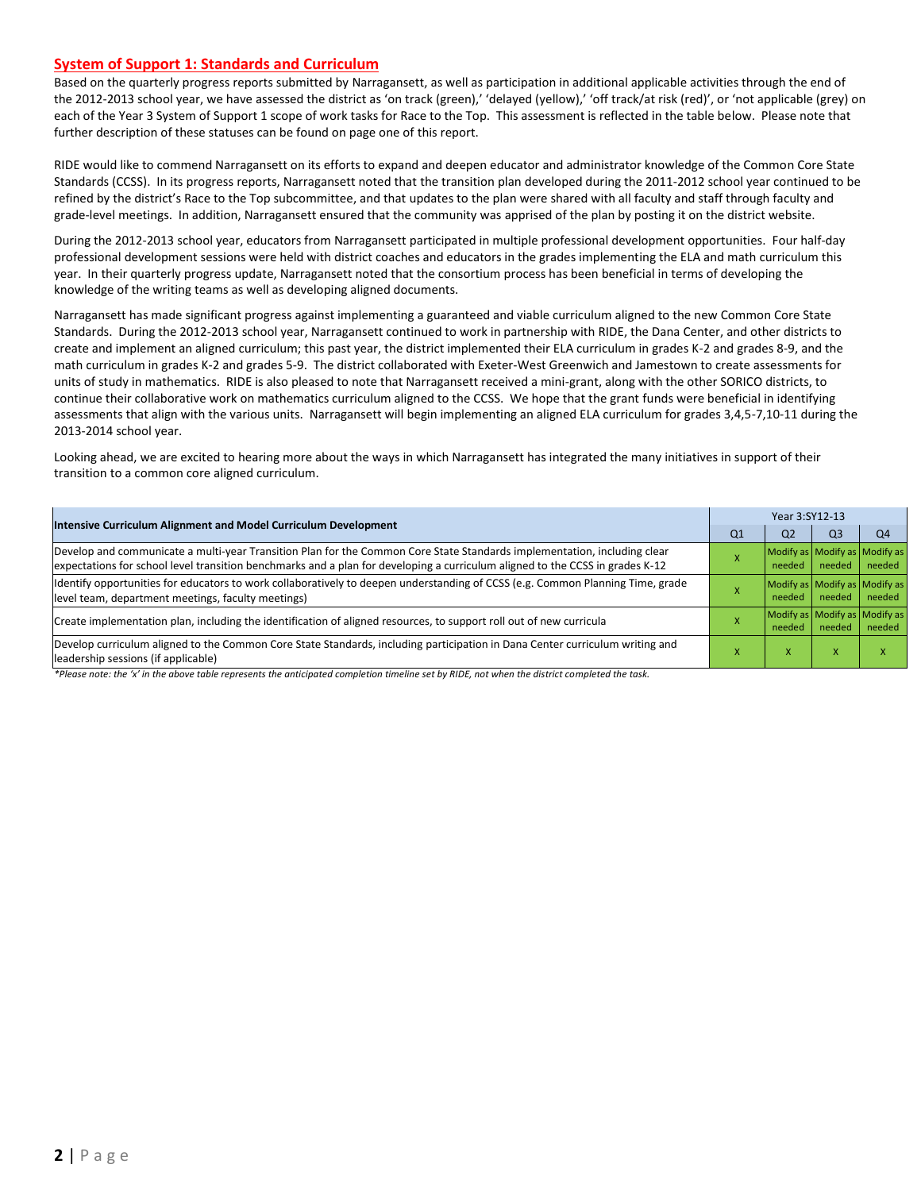## System of Support 1: Standards and Curriculum

Based on the quarterly progress reports submitted by Narragansett, as well as participation in additional applicable activities through the end of the 2012-2013 school year, we have assessed the district as 'on track (green),' 'delayed (yellow),' 'off track/at risk (red)', or 'not applicable (grey) on each of the Year 3 System of Support 1 scope of work tasks for Race to the Top. This assessment is reflected in the table below. Please note that further description of these statuses can be found on page one of this report.

RIDE would like to commend Narragansett on its efforts to expand and deepen educator and administrator knowledge of the Common Core State Standards (CCSS). In its progress reports, Narragansett noted that the transition plan developed during the 2011-2012 school year continued to be refined by the district's Race to the Top subcommittee, and that updates to the plan were shared with all faculty and staff through faculty and grade-level meetings. In addition, Narragansett ensured that the community was apprised of the plan by posting it on the district website.

During the 2012-2013 school year, educators from Narragansett participated in multiple professional development opportunities. Four half-day professional development sessions were held with district coaches and educators in the grades implementing the ELA and math curriculum this year. In their quarterly progress update, Narragansett noted that the consortium process has been beneficial in terms of developing the knowledge of the writing teams as well as developing aligned documents.

Narragansett has made significant progress against implementing a guaranteed and viable curriculum aligned to the new Common Core State Standards. During the 2012-2013 school year, Narragansett continued to work in partnership with RIDE, the Dana Center, and other districts to create and implement an aligned curriculum; this past year, the district implemented their ELA curriculum in grades K-2 and grades 8-9, and the math curriculum in grades K-2 and grades 5-9. The district collaborated with Exeter-West Greenwich and Jamestown to create assessments for units of study in mathematics. RIDE is also pleased to note that Narragansett received a mini-grant, along with the other SORICO districts, to continue their collaborative work on mathematics curriculum aligned to the CCSS. We hope that the grant funds were beneficial in identifying assessments that align with the various units. Narragansett will begin implementing an aligned ELA curriculum for grades 3,4,5-7,10-11 during the 2013-2014 school year.

Looking ahead, we are excited to hearing more about the ways in which Narragansett has integrated the many initiatives in support of their transition to a common core aligned curriculum.

| Intensive Curriculum Alignment and Model Curriculum Development | Year 3:SY12-13 | | | |
|---|---|---|---|---|
| | Q1 | Q2 | Q3 | Q4 |
| Develop and communicate a multi-year Transition Plan for the Common Core State Standards implementation, including clear expectations for school level transition benchmarks and a plan for developing a curriculum aligned to the CCSS in grades K-12 | X | Modify as needed | Modify as needed | Modify as needed |
| Identify opportunities for educators to work collaboratively to deepen understanding of CCSS (e.g. Common Planning Time, grade level team, department meetings, faculty meetings) | X | Modify as needed | Modify as needed | Modify as needed |
| Create implementation plan, including the identification of aligned resources, to support roll out of new curricula | X | Modify as needed | Modify as needed | Modify as needed |
| Develop curriculum aligned to the Common Core State Standards, including participation in Dana Center curriculum writing and leadership sessions (if applicable) | X | X | X | X |

*\*Please note: the 'x' in the above table represents the anticipated completion timeline set by RIDE, not when the district completed the task.*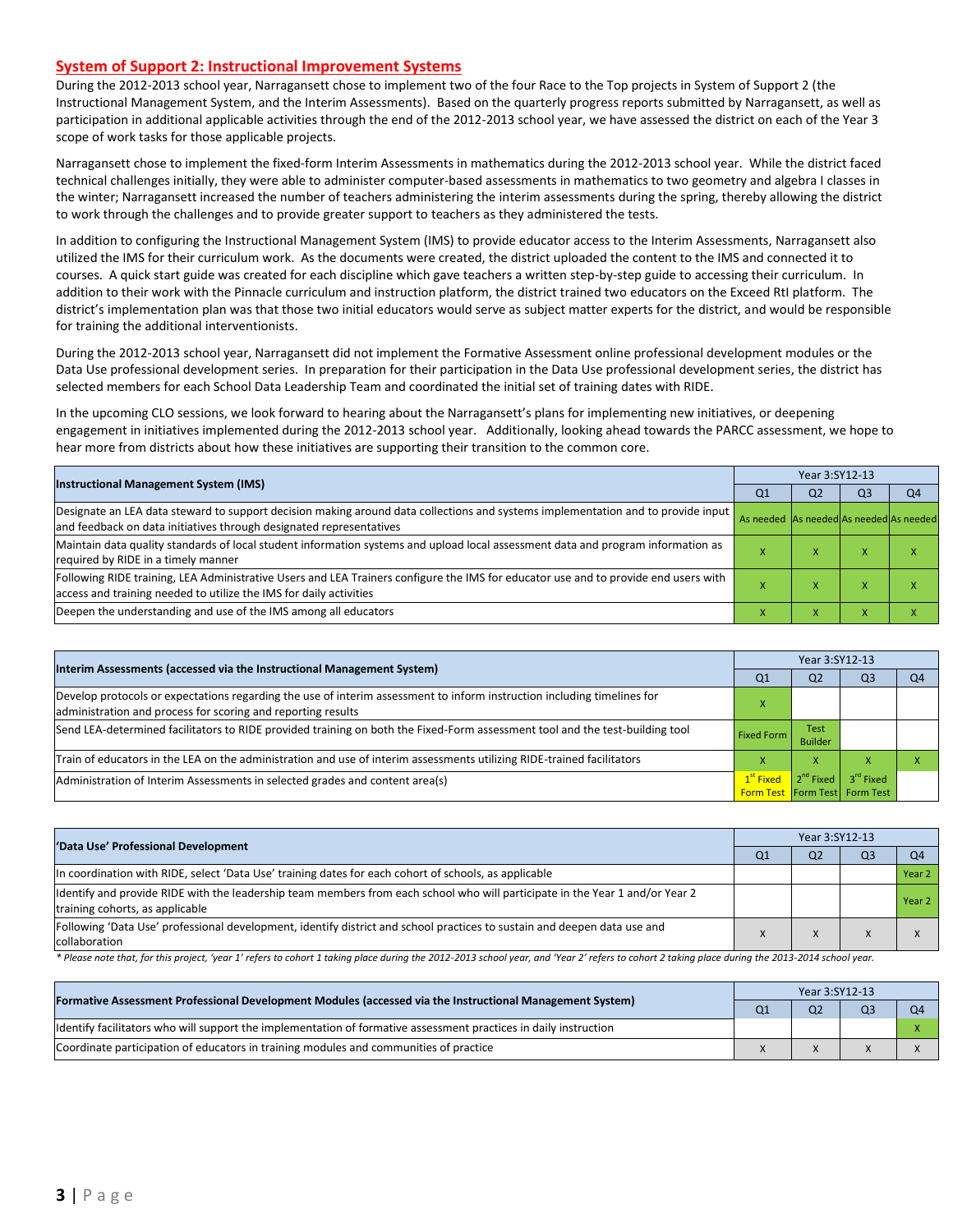## System of Support 2: Instructional Improvement Systems

During the 2012-2013 school year, Narragansett chose to implement two of the four Race to the Top projects in System of Support 2 (the Instructional Management System, and the Interim Assessments). Based on the quarterly progress reports submitted by Narragansett, as well as participation in additional applicable activities through the end of the 2012-2013 school year, we have assessed the district on each of the Year 3 scope of work tasks for those applicable projects.

Narragansett chose to implement the fixed-form Interim Assessments in mathematics during the 2012-2013 school year. While the district faced technical challenges initially, they were able to administer computer-based assessments in mathematics to two geometry and algebra I classes in the winter; Narragansett increased the number of teachers administering the interim assessments during the spring, thereby allowing the district to work through the challenges and to provide greater support to teachers as they administered the tests.

In addition to configuring the Instructional Management System (IMS) to provide educator access to the Interim Assessments, Narragansett also utilized the IMS for their curriculum work. As the documents were created, the district uploaded the content to the IMS and connected it to courses. A quick start guide was created for each discipline which gave teachers a written step-by-step guide to accessing their curriculum. In addition to their work with the Pinnacle curriculum and instruction platform, the district trained two educators on the Exceed RtI platform. The district's implementation plan was that those two initial educators would serve as subject matter experts for the district, and would be responsible for training the additional interventionists.

During the 2012-2013 school year, Narragansett did not implement the Formative Assessment online professional development modules or the Data Use professional development series. In preparation for their participation in the Data Use professional development series, the district has selected members for each School Data Leadership Team and coordinated the initial set of training dates with RIDE.

In the upcoming CLO sessions, we look forward to hearing about the Narragansett's plans for implementing new initiatives, or deepening engagement in initiatives implemented during the 2012-2013 school year. Additionally, looking ahead towards the PARCC assessment, we hope to hear more from districts about how these initiatives are supporting their transition to the common core.

| Instructional Management System (IMS) | Year 3:SY12-13 | | | |
|---|---|---|---|---|
| | Q1 | Q2 | Q3 | Q4 |
| Designate an LEA data steward to support decision making around data collections and systems implementation and to provide input and feedback on data initiatives through designated representatives | As needed | As needed | As needed | As needed |
| Maintain data quality standards of local student information systems and upload local assessment data and program information as required by RIDE in a timely manner | x | x | x | x |
| Following RIDE training, LEA Administrative Users and LEA Trainers configure the IMS for educator use and to provide end users with access and training needed to utilize the IMS for daily activities | x | x | x | x |
| Deepen the understanding and use of the IMS among all educators | x | x | x | x |

| Interim Assessments (accessed via the Instructional Management System) | Year 3:SY12-13 | | | |
|---|---|---|---|---|
| | Q1 | Q2 | Q3 | Q4 |
| Develop protocols or expectations regarding the use of interim assessment to inform instruction including timelines for administration and process for scoring and reporting results | x | | | |
| Send LEA-determined facilitators to RIDE provided training on both the Fixed-Form assessment tool and the test-building tool | Fixed Form | Test Builder | | |
| Train of educators in the LEA on the administration and use of interim assessments utilizing RIDE-trained facilitators | x | x | x | x |
| Administration of Interim Assessments in selected grades and content area(s) | 1st Fixed Form Test | 2nd Fixed Form Test | 3rd Fixed Form Test | |

| 'Data Use' Professional Development | Year 3:SY12-13 | | | |
|---|---|---|---|---|
| | Q1 | Q2 | Q3 | Q4 |
| In coordination with RIDE, select 'Data Use' training dates for each cohort of schools, as applicable | | | | Year 2 |
| Identify and provide RIDE with the leadership team members from each school who will participate in the Year 1 and/or Year 2 training cohorts, as applicable | | | | Year 2 |
| Following 'Data Use' professional development, identify district and school practices to sustain and deepen data use and collaboration | x | x | x | x |

*\* Please note that, for this project, 'year 1' refers to cohort 1 taking place during the 2012-2013 school year, and 'Year 2' refers to cohort 2 taking place during the 2013-2014 school year.*

| Formative Assessment Professional Development Modules (accessed via the Instructional Management System) | Year 3:SY12-13 | | | |
|---|---|---|---|---|
| | Q1 | Q2 | Q3 | Q4 |
| Identify facilitators who will support the implementation of formative assessment practices in daily instruction | | | | x |
| Coordinate participation of educators in training modules and communities of practice | x | x | x | x |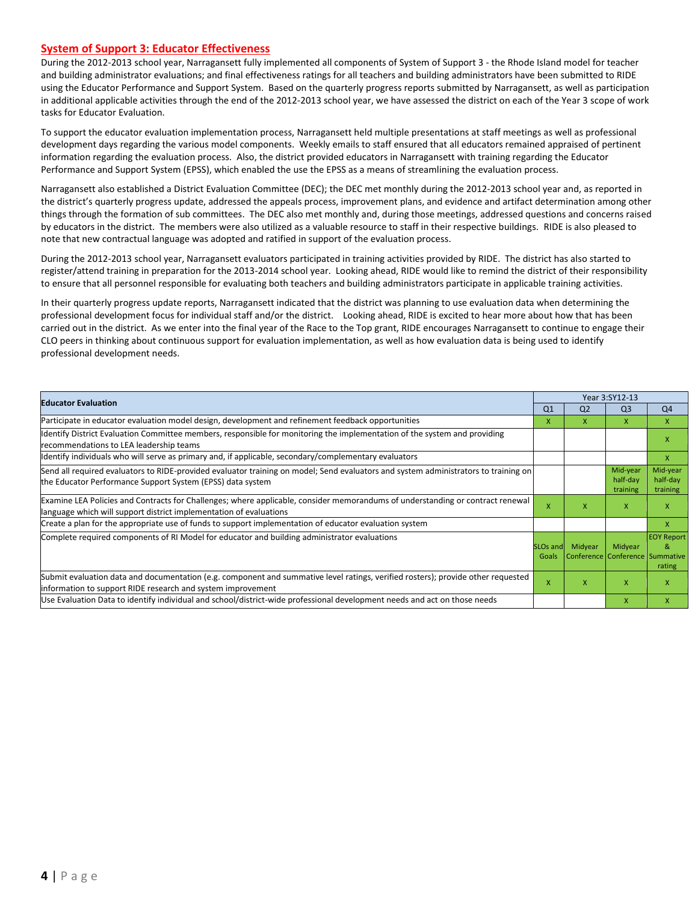## System of Support 3: Educator Effectiveness

During the 2012-2013 school year, Narragansett fully implemented all components of System of Support 3 - the Rhode Island model for teacher and building administrator evaluations; and final effectiveness ratings for all teachers and building administrators have been submitted to RIDE using the Educator Performance and Support System. Based on the quarterly progress reports submitted by Narragansett, as well as participation in additional applicable activities through the end of the 2012-2013 school year, we have assessed the district on each of the Year 3 scope of work tasks for Educator Evaluation.

To support the educator evaluation implementation process, Narragansett held multiple presentations at staff meetings as well as professional development days regarding the various model components. Weekly emails to staff ensured that all educators remained appraised of pertinent information regarding the evaluation process. Also, the district provided educators in Narragansett with training regarding the Educator Performance and Support System (EPSS), which enabled the use the EPSS as a means of streamlining the evaluation process.

Narragansett also established a District Evaluation Committee (DEC); the DEC met monthly during the 2012-2013 school year and, as reported in the district's quarterly progress update, addressed the appeals process, improvement plans, and evidence and artifact determination among other things through the formation of sub committees. The DEC also met monthly and, during those meetings, addressed questions and concerns raised by educators in the district. The members were also utilized as a valuable resource to staff in their respective buildings. RIDE is also pleased to note that new contractual language was adopted and ratified in support of the evaluation process.

During the 2012-2013 school year, Narragansett evaluators participated in training activities provided by RIDE. The district has also started to register/attend training in preparation for the 2013-2014 school year. Looking ahead, RIDE would like to remind the district of their responsibility to ensure that all personnel responsible for evaluating both teachers and building administrators participate in applicable training activities.

In their quarterly progress update reports, Narragansett indicated that the district was planning to use evaluation data when determining the professional development focus for individual staff and/or the district. Looking ahead, RIDE is excited to hear more about how that has been carried out in the district. As we enter into the final year of the Race to the Top grant, RIDE encourages Narragansett to continue to engage their CLO peers in thinking about continuous support for evaluation implementation, as well as how evaluation data is being used to identify professional development needs.

| Educator Evaluation | Year 3:SY12-13 | | | |
|---|---|---|---|---|
| | Q1 | Q2 | Q3 | Q4 |
| Participate in educator evaluation model design, development and refinement feedback opportunities | x | x | x | x |
| Identify District Evaluation Committee members, responsible for monitoring the implementation of the system and providing recommendations to LEA leadership teams | | | | x |
| Identify individuals who will serve as primary and, if applicable, secondary/complementary evaluators | | | | x |
| Send all required evaluators to RIDE-provided evaluator training on model; Send evaluators and system administrators to training on the Educator Performance Support System (EPSS) data system | | | Mid-year half-day training | Mid-year half-day training |
| Examine LEA Policies and Contracts for Challenges; where applicable, consider memorandums of understanding or contract renewal language which will support district implementation of evaluations | x | x | x | x |
| Create a plan for the appropriate use of funds to support implementation of educator evaluation system | | | | x |
| Complete required components of RI Model for educator and building administrator evaluations | SLOs and Goals | Midyear Conference | Midyear Conference | EOY Report & Summative rating |
| Submit evaluation data and documentation (e.g. component and summative level ratings, verified rosters); provide other requested information to support RIDE research and system improvement | x | x | x | x |
| Use Evaluation Data to identify individual and school/district-wide professional development needs and act on those needs | | | x | x |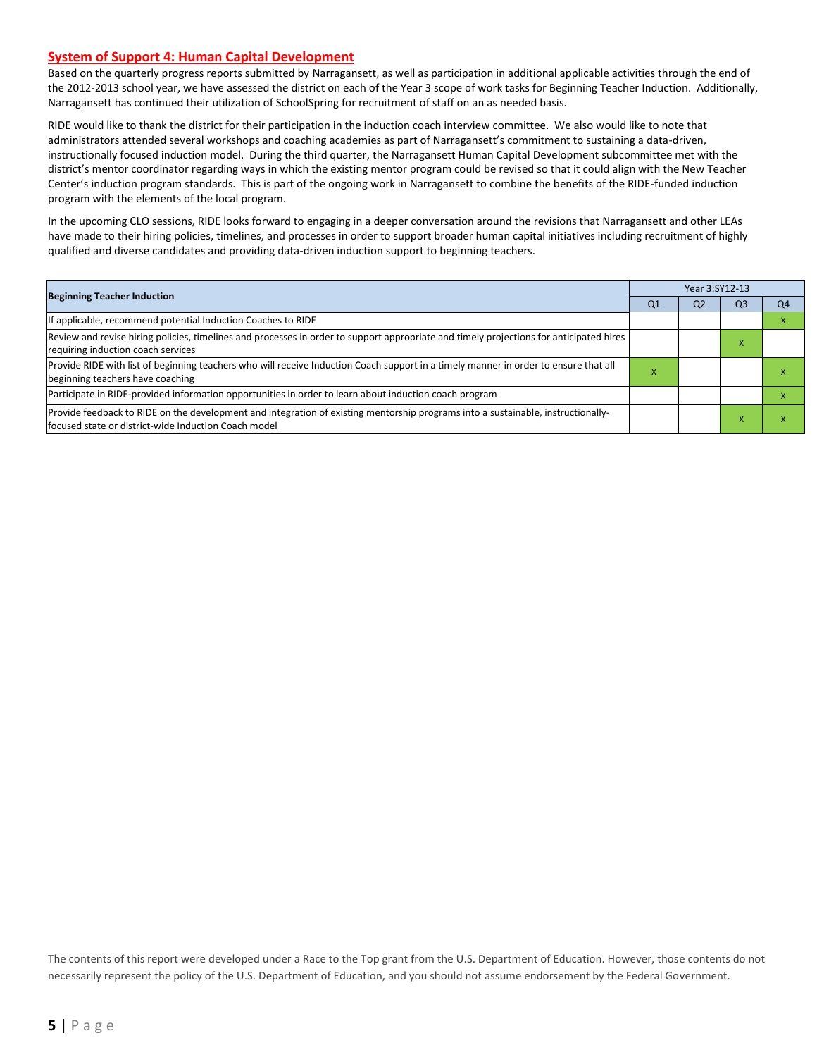## System of Support 4: Human Capital Development

Based on the quarterly progress reports submitted by Narragansett, as well as participation in additional applicable activities through the end of the 2012-2013 school year, we have assessed the district on each of the Year 3 scope of work tasks for Beginning Teacher Induction. Additionally, Narragansett has continued their utilization of SchoolSpring for recruitment of staff on an as needed basis.

RIDE would like to thank the district for their participation in the induction coach interview committee. We also would like to note that administrators attended several workshops and coaching academies as part of Narragansett's commitment to sustaining a data-driven, instructionally focused induction model. During the third quarter, the Narragansett Human Capital Development subcommittee met with the district's mentor coordinator regarding ways in which the existing mentor program could be revised so that it could align with the New Teacher Center's induction program standards. This is part of the ongoing work in Narragansett to combine the benefits of the RIDE-funded induction program with the elements of the local program.

In the upcoming CLO sessions, RIDE looks forward to engaging in a deeper conversation around the revisions that Narragansett and other LEAs have made to their hiring policies, timelines, and processes in order to support broader human capital initiatives including recruitment of highly qualified and diverse candidates and providing data-driven induction support to beginning teachers.

| Beginning Teacher Induction | Year 3:SY12-13 | | | |
|---|---|---|---|---|
| | Q1 | Q2 | Q3 | Q4 |
| If applicable, recommend potential Induction Coaches to RIDE | | | | X |
| Review and revise hiring policies, timelines and processes in order to support appropriate and timely projections for anticipated hires requiring induction coach services | | | X | |
| Provide RIDE with list of beginning teachers who will receive Induction Coach support in a timely manner in order to ensure that all beginning teachers have coaching | X | | | X |
| Participate in RIDE-provided information opportunities in order to learn about induction coach program | | | | X |
| Provide feedback to RIDE on the development and integration of existing mentorship programs into a sustainable, instructionally-focused state or district-wide Induction Coach model | | | X | X |

The contents of this report were developed under a Race to the Top grant from the U.S. Department of Education. However, those contents do not necessarily represent the policy of the U.S. Department of Education, and you should not assume endorsement by the Federal Government.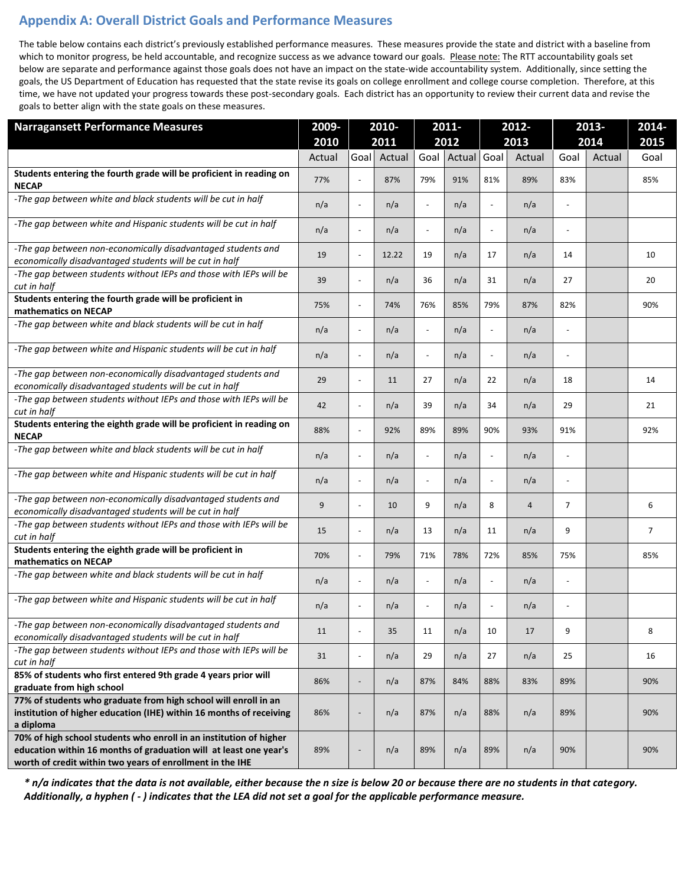## Appendix A: Overall District Goals and Performance Measures

The table below contains each district's previously established performance measures. These measures provide the state and district with a baseline from which to monitor progress, be held accountable, and recognize success as we advance toward our goals. Please note: The RTT accountability goals set below are separate and performance against those goals does not have an impact on the state-wide accountability system. Additionally, since setting the goals, the US Department of Education has requested that the state revise its goals on college enrollment and college course completion. Therefore, at this time, we have not updated your progress towards these post-secondary goals. Each district has an opportunity to review their current data and revise the goals to better align with the state goals on these measures.

| Narragansett Performance Measures | 2009-2010 | 2010-2011 | | 2011-2012 | | 2012-2013 | | 2013-2014 | | 2014-2015 |
|---|---|---|---|---|---|---|---|---|---|---|
| | Actual | Goal | Actual | Goal | Actual | Goal | Actual | Goal | Actual | Goal |
| **Students entering the fourth grade will be proficient in reading on NECAP** | 77% | - | 87% | 79% | 91% | 81% | 89% | 83% | | 85% |
| *-The gap between white and black students will be cut in half* | n/a | - | n/a | - | n/a | - | n/a | - | | |
| *-The gap between white and Hispanic students will be cut in half* | n/a | - | n/a | - | n/a | - | n/a | - | | |
| *-The gap between non-economically disadvantaged students and economically disadvantaged students will be cut in half* | 19 | - | 12.22 | 19 | n/a | 17 | n/a | 14 | | 10 |
| *-The gap between students without IEPs and those with IEPs will be cut in half* | 39 | - | n/a | 36 | n/a | 31 | n/a | 27 | | 20 |
| **Students entering the fourth grade will be proficient in mathematics on NECAP** | 75% | - | 74% | 76% | 85% | 79% | 87% | 82% | | 90% |
| *-The gap between white and black students will be cut in half* | n/a | - | n/a | - | n/a | - | n/a | - | | |
| *-The gap between white and Hispanic students will be cut in half* | n/a | - | n/a | - | n/a | - | n/a | - | | |
| *-The gap between non-economically disadvantaged students and economically disadvantaged students will be cut in half* | 29 | - | 11 | 27 | n/a | 22 | n/a | 18 | | 14 |
| *-The gap between students without IEPs and those with IEPs will be cut in half* | 42 | - | n/a | 39 | n/a | 34 | n/a | 29 | | 21 |
| **Students entering the eighth grade will be proficient in reading on NECAP** | 88% | - | 92% | 89% | 89% | 90% | 93% | 91% | | 92% |
| *-The gap between white and black students will be cut in half* | n/a | - | n/a | - | n/a | - | n/a | - | | |
| *-The gap between white and Hispanic students will be cut in half* | n/a | - | n/a | - | n/a | - | n/a | - | | |
| *-The gap between non-economically disadvantaged students and economically disadvantaged students will be cut in half* | 9 | - | 10 | 9 | n/a | 8 | 4 | 7 | | 6 |
| *-The gap between students without IEPs and those with IEPs will be cut in half* | 15 | - | n/a | 13 | n/a | 11 | n/a | 9 | | 7 |
| **Students entering the eighth grade will be proficient in mathematics on NECAP** | 70% | - | 79% | 71% | 78% | 72% | 85% | 75% | | 85% |
| *-The gap between white and black students will be cut in half* | n/a | - | n/a | - | n/a | - | n/a | - | | |
| *-The gap between white and Hispanic students will be cut in half* | n/a | - | n/a | - | n/a | - | n/a | - | | |
| *-The gap between non-economically disadvantaged students and economically disadvantaged students will be cut in half* | 11 | - | 35 | 11 | n/a | 10 | 17 | 9 | | 8 |
| *-The gap between students without IEPs and those with IEPs will be cut in half* | 31 | - | n/a | 29 | n/a | 27 | n/a | 25 | | 16 |
| **85% of students who first entered 9th grade 4 years prior will graduate from high school** | 86% | - | n/a | 87% | 84% | 88% | 83% | 89% | | 90% |
| **77% of students who graduate from high school will enroll in an institution of higher education (IHE) within 16 months of receiving a diploma** | 86% | - | n/a | 87% | n/a | 88% | n/a | 89% | | 90% |
| **70% of high school students who enroll in an institution of higher education within 16 months of graduation will at least one year's worth of credit within two years of enrollment in the IHE** | 89% | - | n/a | 89% | n/a | 89% | n/a | 90% | | 90% |

***\* n/a indicates that the data is not available, either because the n size is below 20 or because there are no students in that category. Additionally, a hyphen ( - ) indicates that the LEA did not set a goal for the applicable performance measure.***